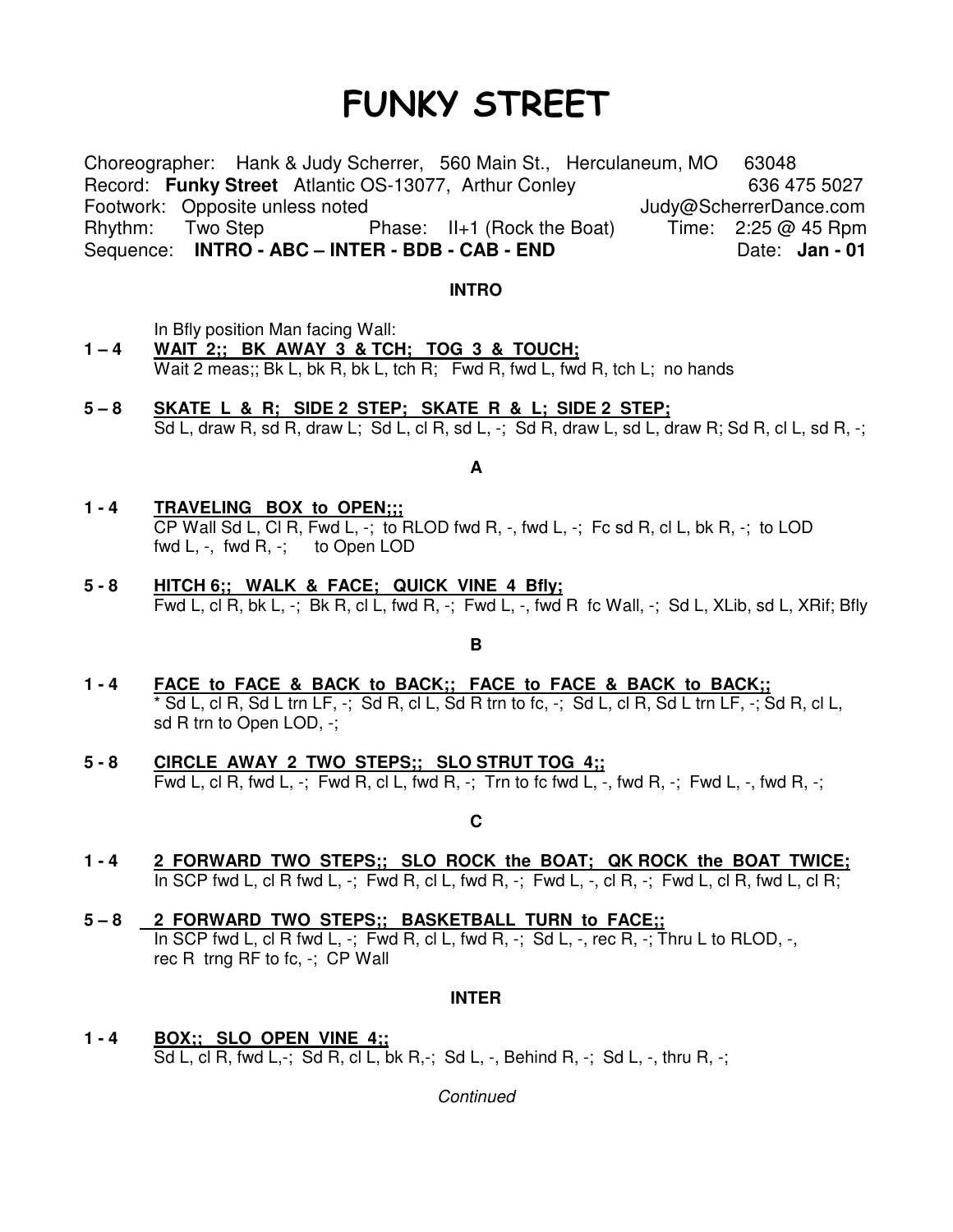# FUNKY STREET

Choreographer: Hank & Judy Scherrer, 560 Main St., Herculaneum, MO 63048
Record: **Funky Street** Atlantic OS-13077, Arthur Conley 636 475 5027
Footwork: Opposite unless noted Judy@ScherrerDance.com
Rhythm: Two Step Phase: II+1 (Rock the Boat) Time: 2:25 @ 45 Rpm
Sequence: **INTRO - ABC – INTER - BDB - CAB - END** Date: **Jan - 01**

**INTRO**

In Bfly position Man facing Wall:

**1 – 4** **WAIT 2;; BK AWAY 3 & TCH; TOG 3 & TOUCH;**
Wait 2 meas;; Bk L, bk R, bk L, tch R; Fwd R, fwd L, fwd R, tch L; no hands

**5 – 8** **SKATE L & R; SIDE 2 STEP; SKATE R & L; SIDE 2 STEP;**
Sd L, draw R, sd R, draw L; Sd L, cl R, sd L, -; Sd R, draw L, sd L, draw R; Sd R, cl L, sd R, -;

**A**

**1 - 4** **TRAVELING BOX to OPEN;;;**
CP Wall Sd L, Cl R, Fwd L, -; to RLOD fwd R, -, fwd L, -; Fc sd R, cl L, bk R, -; to LOD fwd L, -, fwd R, -; to Open LOD

**5 - 8** **HITCH 6;; WALK & FACE; QUICK VINE 4 Bfly;**
Fwd L, cl R, bk L, -; Bk R, cl L, fwd R, -; Fwd L, -, fwd R fc Wall, -; Sd L, XLib, sd L, XRif; Bfly

**B**

**1 - 4** **FACE to FACE & BACK to BACK;; FACE to FACE & BACK to BACK;;**
* Sd L, cl R, Sd L trn LF, -; Sd R, cl L, Sd R trn to fc, -; Sd L, cl R, Sd L trn LF, -; Sd R, cl L, sd R trn to Open LOD, -;

**5 - 8** **CIRCLE AWAY 2 TWO STEPS;; SLO STRUT TOG 4;;**
Fwd L, cl R, fwd L, -; Fwd R, cl L, fwd R, -; Trn to fc fwd L, -, fwd R, -; Fwd L, -, fwd R, -;

**C**

**1 - 4** **2 FORWARD TWO STEPS;; SLO ROCK the BOAT; QK ROCK the BOAT TWICE;**
In SCP fwd L, cl R fwd L, -; Fwd R, cl L, fwd R, -; Fwd L, -, cl R, -; Fwd L, cl R, fwd L, cl R;

**5 – 8** **2 FORWARD TWO STEPS;; BASKETBALL TURN to FACE;;**
In SCP fwd L, cl R fwd L, -; Fwd R, cl L, fwd R, -; Sd L, -, rec R, -; Thru L to RLOD, -, rec R trng RF to fc, -; CP Wall

**INTER**

**1 - 4** **BOX;; SLO OPEN VINE 4;;**
Sd L, cl R, fwd L,-; Sd R, cl L, bk R,-; Sd L, -, Behind R, -; Sd L, -, thru R, -;

*Continued*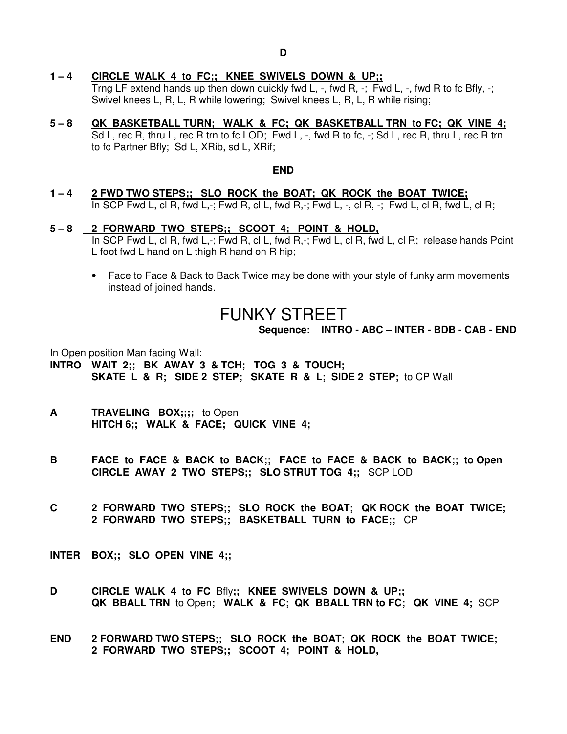## D

**1 – 4 CIRCLE WALK 4 to FC;; KNEE SWIVELS DOWN & UP;;**
Trng LF extend hands up then down quickly fwd L, -, fwd R, -; Fwd L, -, fwd R to fc Bfly, -; Swivel knees L, R, L, R while lowering; Swivel knees L, R, L, R while rising;

**5 – 8 QK BASKETBALL TURN; WALK & FC; QK BASKETBALL TRN to FC; QK VINE 4;**
Sd L, rec R, thru L, rec R trn to fc LOD; Fwd L, -, fwd R to fc, -; Sd L, rec R, thru L, rec R trn to fc Partner Bfly; Sd L, XRib, sd L, XRif;

## END

**1 – 4 2 FWD TWO STEPS;; SLO ROCK the BOAT; QK ROCK the BOAT TWICE;**
In SCP Fwd L, cl R, fwd L,-; Fwd R, cl L, fwd R,-; Fwd L, -, cl R, -; Fwd L, cl R, fwd L, cl R;

**5 – 8 2 FORWARD TWO STEPS;; SCOOT 4; POINT & HOLD,**
In SCP Fwd L, cl R, fwd L,-; Fwd R, cl L, fwd R,-; Fwd L, cl R, fwd L, cl R; release hands Point L foot fwd L hand on L thigh R hand on R hip;

- Face to Face & Back to Back Twice may be done with your style of funky arm movements instead of joined hands.

# FUNKY STREET

**Sequence: INTRO - ABC – INTER - BDB - CAB - END**

In Open position Man facing Wall:

**INTRO WAIT 2;; BK AWAY 3 & TCH; TOG 3 & TOUCH;**
**SKATE L & R; SIDE 2 STEP; SKATE R & L; SIDE 2 STEP;** to CP Wall

**A TRAVELING BOX;;;;** to Open
**HITCH 6;; WALK & FACE; QUICK VINE 4;**

**B FACE to FACE & BACK to BACK;; FACE to FACE & BACK to BACK;; to Open**
**CIRCLE AWAY 2 TWO STEPS;; SLO STRUT TOG 4;;** SCP LOD

**C 2 FORWARD TWO STEPS;; SLO ROCK the BOAT; QK ROCK the BOAT TWICE;**
**2 FORWARD TWO STEPS;; BASKETBALL TURN to FACE;;** CP

**INTER BOX;; SLO OPEN VINE 4;;**

**D CIRCLE WALK 4 to FC** Bfly**;; KNEE SWIVELS DOWN & UP;;**
**QK BBALL TRN** to Open**; WALK & FC; QK BBALL TRN to FC; QK VINE 4;** SCP

**END 2 FORWARD TWO STEPS;; SLO ROCK the BOAT; QK ROCK the BOAT TWICE;**
**2 FORWARD TWO STEPS;; SCOOT 4; POINT & HOLD,**